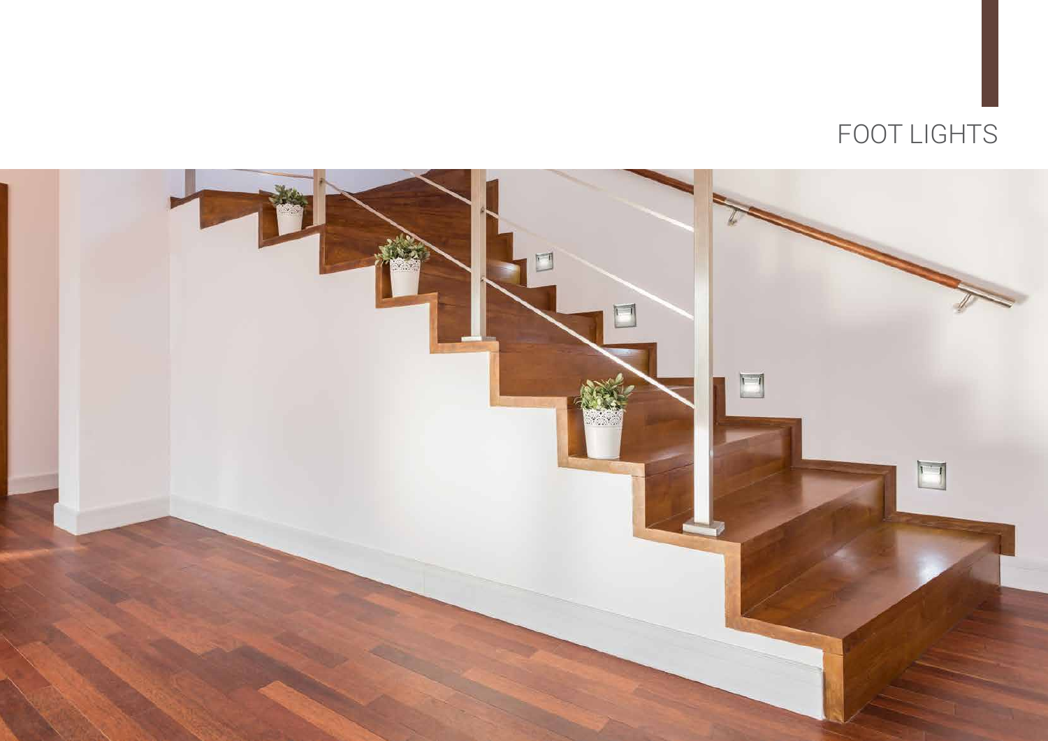# FOOT LIGHTS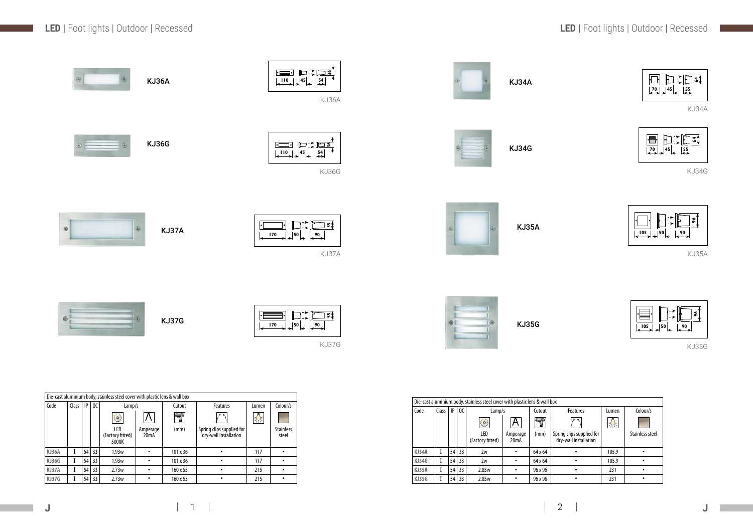# LED | Foot lights | Outdoor | Recessed

KJ36A

KJ36G

KJ37A

KJ37G

| Die-cast aluminium body, stainless steel cover with plastic lens & wall box | | | | | | | | | |
|---|---|---|---|---|---|---|---|---|---|
| Code | Class | IP | QC | Lamp/s | | Cutout | Features | Lumen | Colour/s |
| | | | | LED (Factory fitted) 5000K | Amperage 20mA | (mm) | Spring clips supplied for dry-wall installation | | Stainless steel |
| **KJ36A** | I | 54 | 33 | 1.93w | • | 101 x 36 | • | 117 | • |
| **KJ36G** | I | 54 | 33 | 1.93w | • | 101 x 36 | • | 117 | • |
| **KJ37A** | I | 54 | 33 | 2.73w | • | 160 x 55 | • | 215 | • |
| **KJ37G** | I | 54 | 33 | 2.73w | • | 160 x 55 | • | 215 | • |

KJ34A

KJ34G

KJ35A

KJ35G

| Die-cast aluminium body, stainless steel cover with plastic lens & wall box | | | | | | | | | |
|---|---|---|---|---|---|---|---|---|---|
| Code | Class | IP | QC | Lamp/s | | Cutout | Features | Lumen | Colour/s |
| | | | | LED (Factory fitted) | Amperage 20mA | (mm) | Spring clips supplied for dry-wall installation | | Stainless steel |
| **KJ34A** | I | 54 | 33 | 2w | • | 64 x 64 | • | 105.9 | • |
| **KJ34G** | I | 54 | 33 | 2w | • | 64 x 64 | • | 105.9 | • |
| **KJ35A** | I | 54 | 33 | 2.85w | • | 96 x 96 | • | 231 | • |
| **KJ35G** | I | 54 | 33 | 2.85w | • | 96 x 96 | • | 231 | • |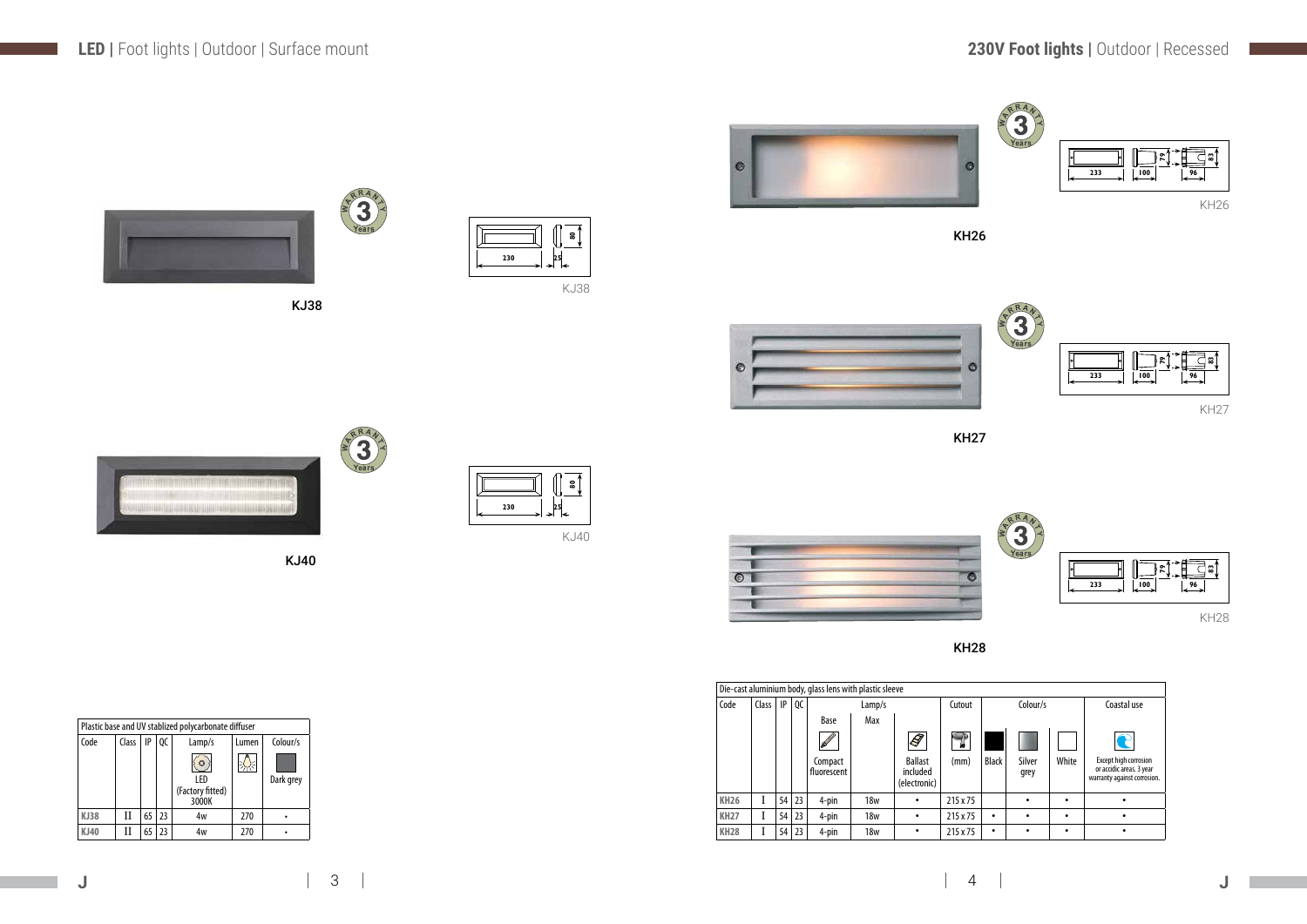## LED | Foot lights | Outdoor | Surface mount

KJ38

KJ40

| Plastic base and UV stablized polycarbonate diffuser | | | | | | |
|---|---|---|---|---|---|---|
| Code | Class | IP | QC | Lamp/s | Lumen | Colour/s |
| | | | | LED (Factory fitted) 3000K | | Dark grey |
| KJ38 | II | 65 | 23 | 4w | 270 | • |
| KJ40 | II | 65 | 23 | 4w | 270 | • |

## 230V Foot lights | Outdoor | Recessed

KH26

KH27

KH28

| Die-cast aluminium body, glass lens with plastic sleeve | | | | | | | | | | | |
|---|---|---|---|---|---|---|---|---|---|---|---|
| Code | Class | IP | QC | Lamp/s | | | Cutout | Colour/s | | | Coastal use |
| | | | | Base | Max | | | | | | |
| | | | | Compact fluorescent | | Ballast included (electronic) | (mm) | Black | Silver grey | White | Except high corrosion or accidic areas. 3 year warranty against corrosion. |
| KH26 | I | 54 | 23 | 4-pin | 18w | • | 215 x 75 | | • | • | • |
| KH27 | I | 54 | 23 | 4-pin | 18w | • | 215 x 75 | • | • | • | • |
| KH28 | I | 54 | 23 | 4-pin | 18w | • | 215 x 75 | • | • | • | • |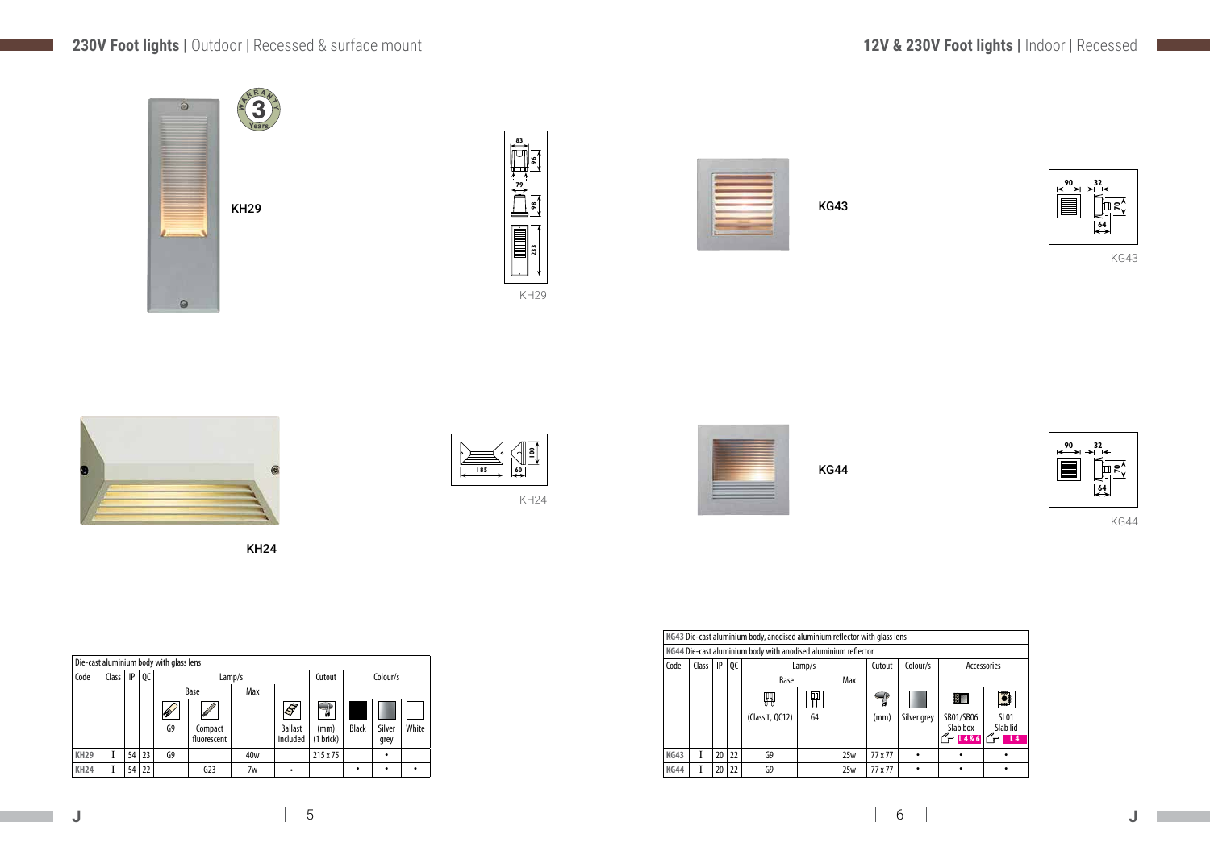## 230V Foot lights | Outdoor | Recessed & surface mount

**KH29**

KH29

**KH24**

KH24

| Die-cast aluminium body with glass lens | | | | | | | | | | | | |
|---|---|---|---|---|---|---|---|---|---|---|---|---|
| Code | Class | IP | QC | Lamp/s | | | | Cutout | Colour/s | | |
| | | | | Base | | Max | | | | | |
| | | | | G9 | Compact fluorescent | | Ballast included | (mm) (1 brick) | Black | Silver grey | White |
| KH29 | I | 54 | 23 | G9 | | 40w | | 215 x 75 | | • | |
| KH24 | I | 54 | 22 | | G23 | 7w | • | | • | • | • |

## 12V & 230V Foot lights | Indoor | Recessed

**KG43**

KG43

**KG44**

KG44

| KG43 Die-cast aluminium body, anodised aluminium reflector with glass lens | | | | | | | | | | |
|---|---|---|---|---|---|---|---|---|---|---|
| KG44 Die-cast aluminium body with anodised aluminium reflector | | | | | | | | | | |
| Code | Class | IP | QC | Lamp/s | | | Cutout | Colour/s | Accessories | |
| | | | | Base | | Max | | | | |
| | | | | (Class I, QC12) | G4 | | (mm) | Silver grey | SB01/SB06 Slab box L4 & 6 | SL01 Slab lid L4 |
| KG43 | I | 20 | 22 | G9 | | 25w | 77 x 77 | • | • | • |
| KG44 | I | 20 | 22 | G9 | | 25w | 77 x 77 | • | • | • |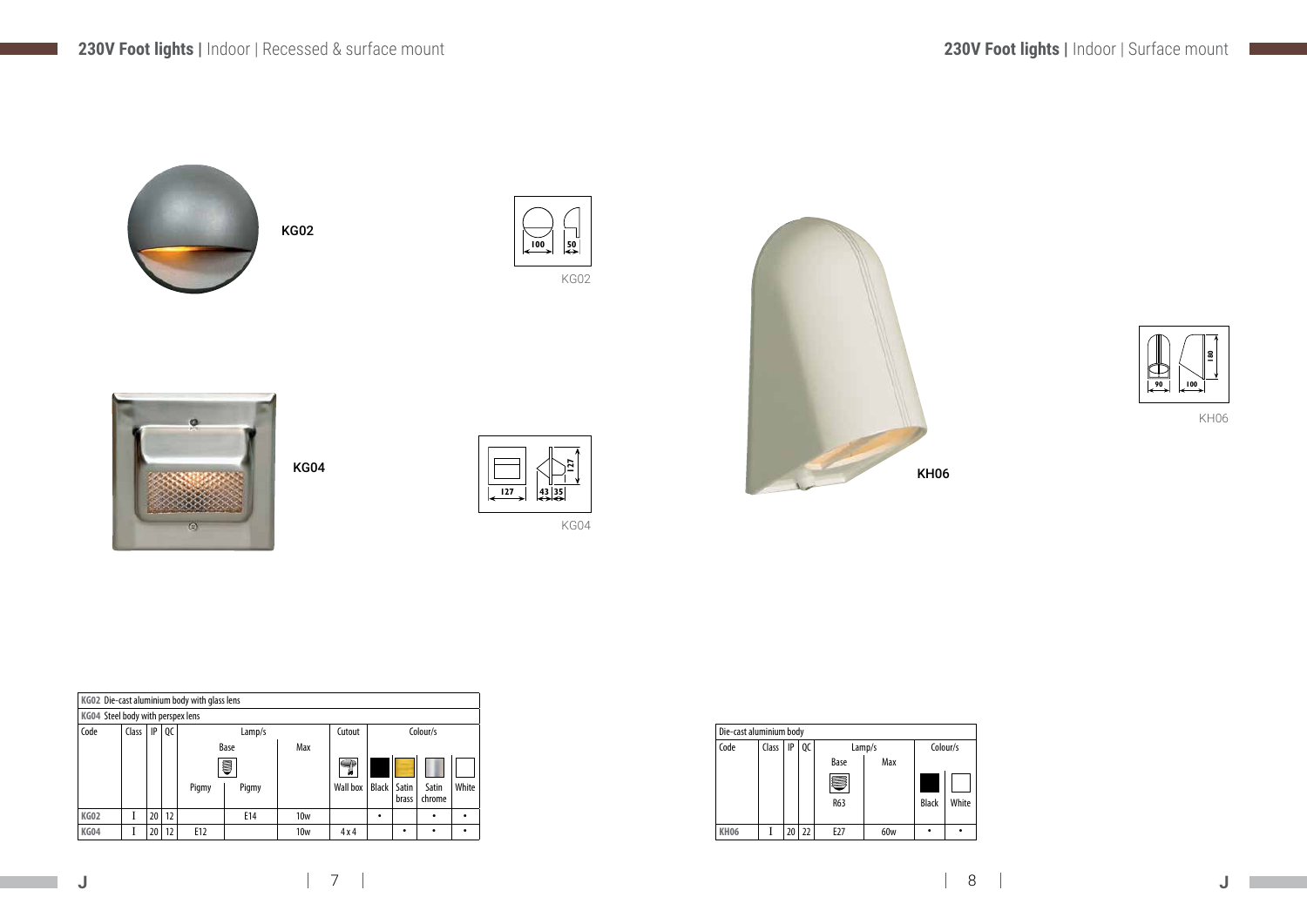KG02

100
50

KG02

KG04

127
43
35
127

KG04

| KG02 Die-cast aluminium body with glass lens | | | | | | | | | | | |
|---|---|---|---|---|---|---|---|---|---|---|---|
| KG04 Steel body with perspex lens | | | | | | | | | | | |
| Code | Class | IP | QC | Lamp/s | | | Cutout | Colour/s | | | |
| | | | | Base | | Max | | | | | |
| | | | | Pigmy | Pigmy | | Wall box | Black | Satin brass | Satin chrome | White |
| KG02 | I | 20 | 12 | | E14 | 10w | | • | | • | • |
| KG04 | I | 20 | 12 | E12 | | 10w | 4 x 4 | | • | • | • |

KH06

90
100
180

KH06

| Die-cast aluminium body | | | | | | | |
|---|---|---|---|---|---|---|---|
| Code | Class | IP | QC | Lamp/s | | Colour/s | |
| | | | | Base | Max | | |
| | | | | R63 | | Black | White |
| KH06 | I | 20 | 22 | E27 | 60w | • | • |